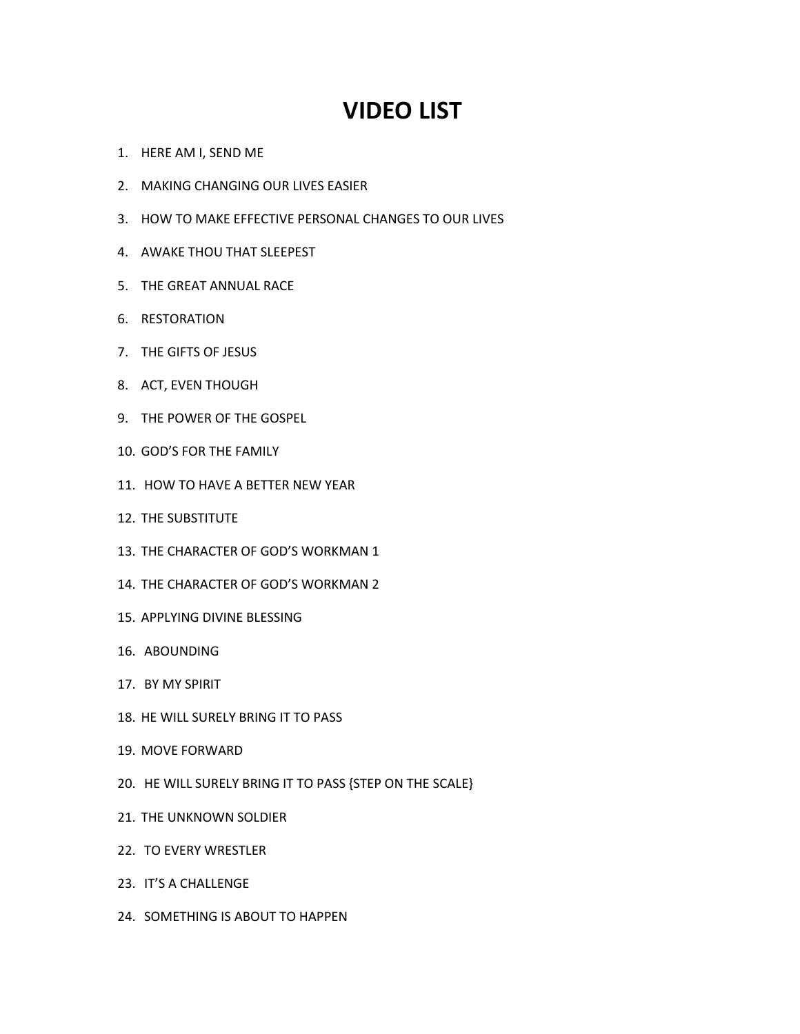# VIDEO LIST

1. HERE AM I, SEND ME
2. MAKING CHANGING OUR LIVES EASIER
3. HOW TO MAKE EFFECTIVE PERSONAL CHANGES TO OUR LIVES
4. AWAKE THOU THAT SLEEPEST
5. THE GREAT ANNUAL RACE
6. RESTORATION
7. THE GIFTS OF JESUS
8. ACT, EVEN THOUGH
9. THE POWER OF THE GOSPEL
10. GOD'S FOR THE FAMILY
11. HOW TO HAVE A BETTER NEW YEAR
12. THE SUBSTITUTE
13. THE CHARACTER OF GOD'S WORKMAN 1
14. THE CHARACTER OF GOD'S WORKMAN 2
15. APPLYING DIVINE BLESSING
16. ABOUNDING
17. BY MY SPIRIT
18. HE WILL SURELY BRING IT TO PASS
19. MOVE FORWARD
20. HE WILL SURELY BRING IT TO PASS {STEP ON THE SCALE}
21. THE UNKNOWN SOLDIER
22. TO EVERY WRESTLER
23. IT'S A CHALLENGE
24. SOMETHING IS ABOUT TO HAPPEN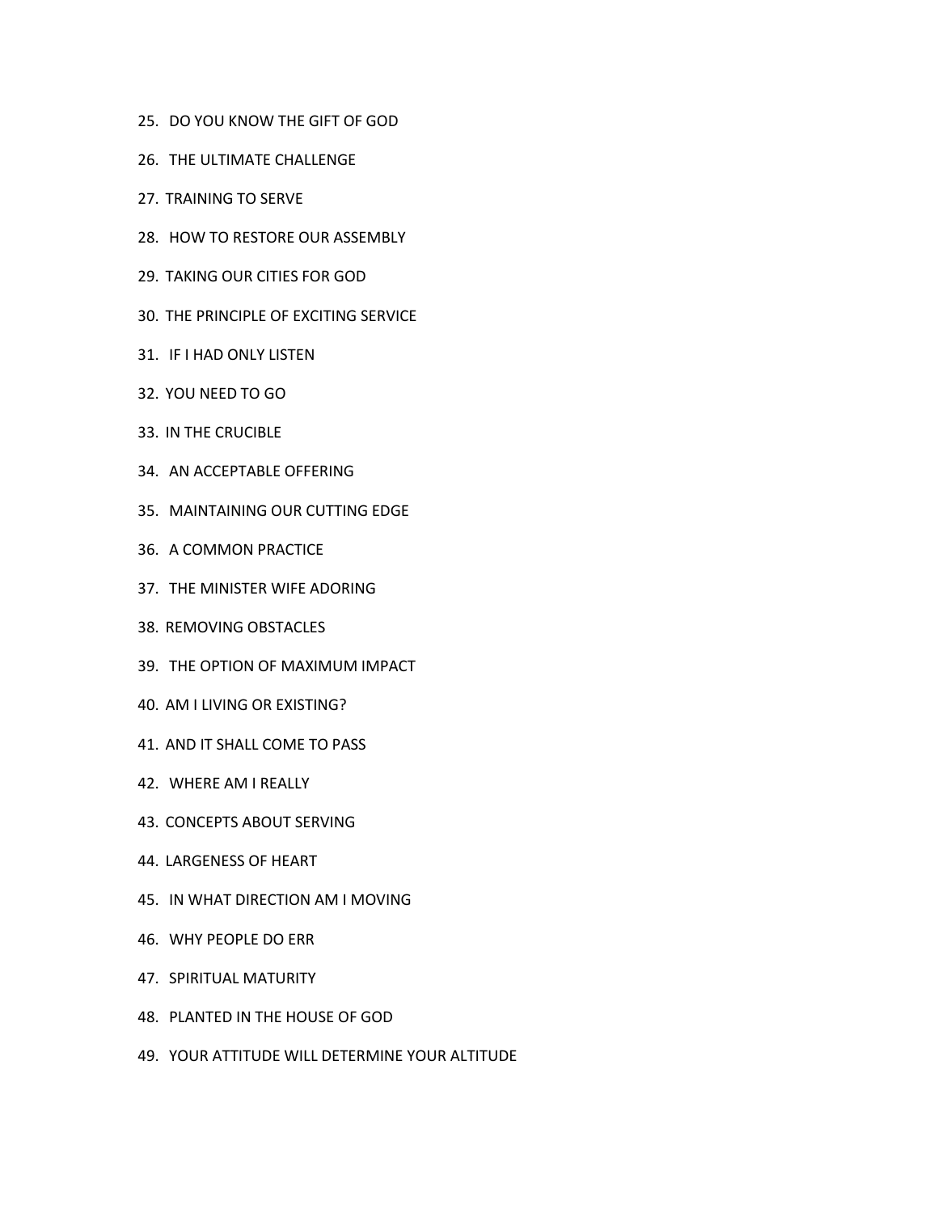25. DO YOU KNOW THE GIFT OF GOD
26. THE ULTIMATE CHALLENGE
27. TRAINING TO SERVE
28. HOW TO RESTORE OUR ASSEMBLY
29. TAKING OUR CITIES FOR GOD
30. THE PRINCIPLE OF EXCITING SERVICE
31. IF I HAD ONLY LISTEN
32. YOU NEED TO GO
33. IN THE CRUCIBLE
34. AN ACCEPTABLE OFFERING
35. MAINTAINING OUR CUTTING EDGE
36. A COMMON PRACTICE
37. THE MINISTER WIFE ADORING
38. REMOVING OBSTACLES
39. THE OPTION OF MAXIMUM IMPACT
40. AM I LIVING OR EXISTING?
41. AND IT SHALL COME TO PASS
42. WHERE AM I REALLY
43. CONCEPTS ABOUT SERVING
44. LARGENESS OF HEART
45. IN WHAT DIRECTION AM I MOVING
46. WHY PEOPLE DO ERR
47. SPIRITUAL MATURITY
48. PLANTED IN THE HOUSE OF GOD
49. YOUR ATTITUDE WILL DETERMINE YOUR ALTITUDE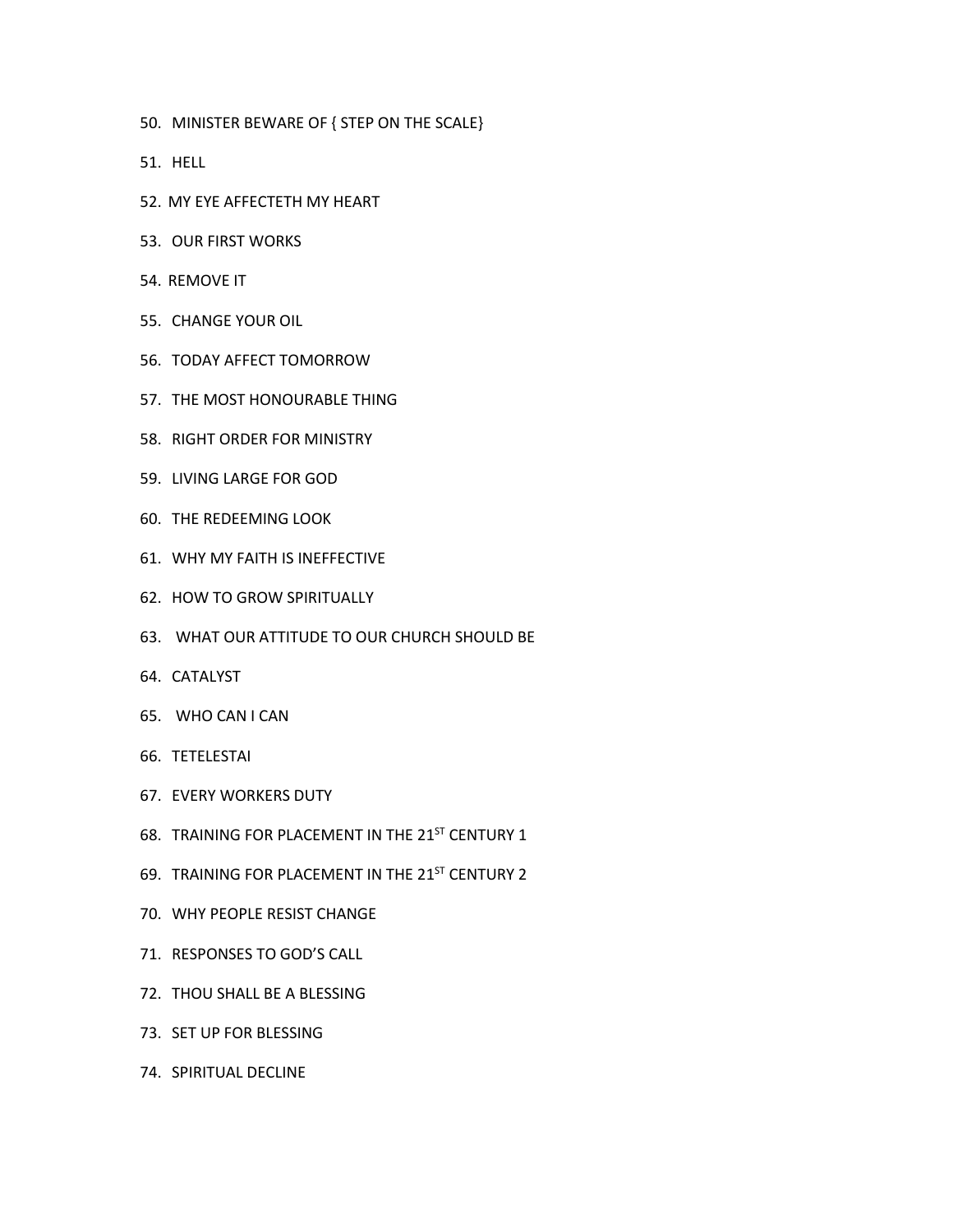50. MINISTER BEWARE OF { STEP ON THE SCALE}
51. HELL
52. MY EYE AFFECTETH MY HEART
53. OUR FIRST WORKS
54. REMOVE IT
55. CHANGE YOUR OIL
56. TODAY AFFECT TOMORROW
57. THE MOST HONOURABLE THING
58. RIGHT ORDER FOR MINISTRY
59. LIVING LARGE FOR GOD
60. THE REDEEMING LOOK
61. WHY MY FAITH IS INEFFECTIVE
62. HOW TO GROW SPIRITUALLY
63. WHAT OUR ATTITUDE TO OUR CHURCH SHOULD BE
64. CATALYST
65. WHO CAN I CAN
66. TETELESTAI
67. EVERY WORKERS DUTY
68. TRAINING FOR PLACEMENT IN THE 21ST CENTURY 1
69. TRAINING FOR PLACEMENT IN THE 21ST CENTURY 2
70. WHY PEOPLE RESIST CHANGE
71. RESPONSES TO GOD'S CALL
72. THOU SHALL BE A BLESSING
73. SET UP FOR BLESSING
74. SPIRITUAL DECLINE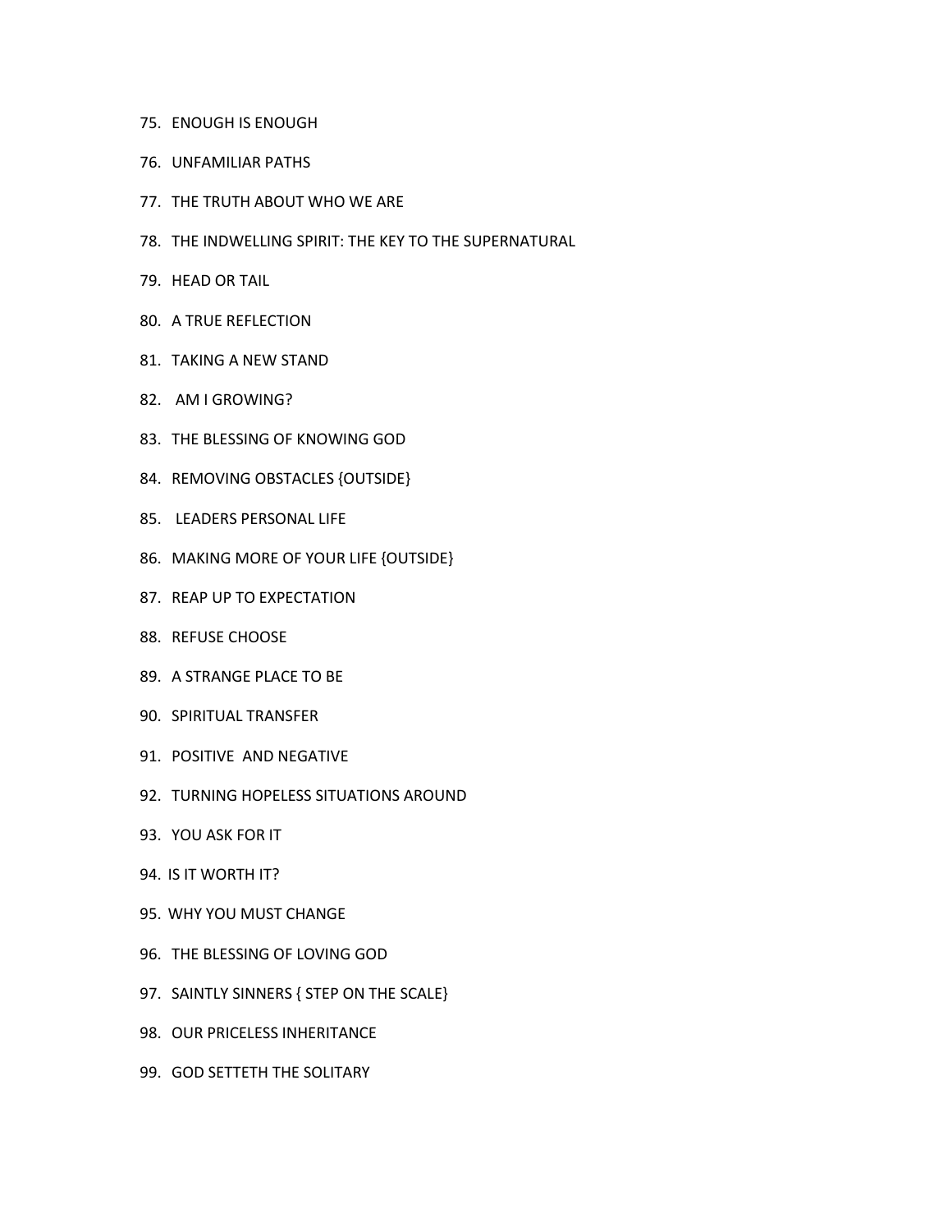75. ENOUGH IS ENOUGH
76. UNFAMILIAR PATHS
77. THE TRUTH ABOUT WHO WE ARE
78. THE INDWELLING SPIRIT: THE KEY TO THE SUPERNATURAL
79. HEAD OR TAIL
80. A TRUE REFLECTION
81. TAKING A NEW STAND
82. AM I GROWING?
83. THE BLESSING OF KNOWING GOD
84. REMOVING OBSTACLES {OUTSIDE}
85. LEADERS PERSONAL LIFE
86. MAKING MORE OF YOUR LIFE {OUTSIDE}
87. REAP UP TO EXPECTATION
88. REFUSE CHOOSE
89. A STRANGE PLACE TO BE
90. SPIRITUAL TRANSFER
91. POSITIVE AND NEGATIVE
92. TURNING HOPELESS SITUATIONS AROUND
93. YOU ASK FOR IT
94. IS IT WORTH IT?
95. WHY YOU MUST CHANGE
96. THE BLESSING OF LOVING GOD
97. SAINTLY SINNERS { STEP ON THE SCALE}
98. OUR PRICELESS INHERITANCE
99. GOD SETTETH THE SOLITARY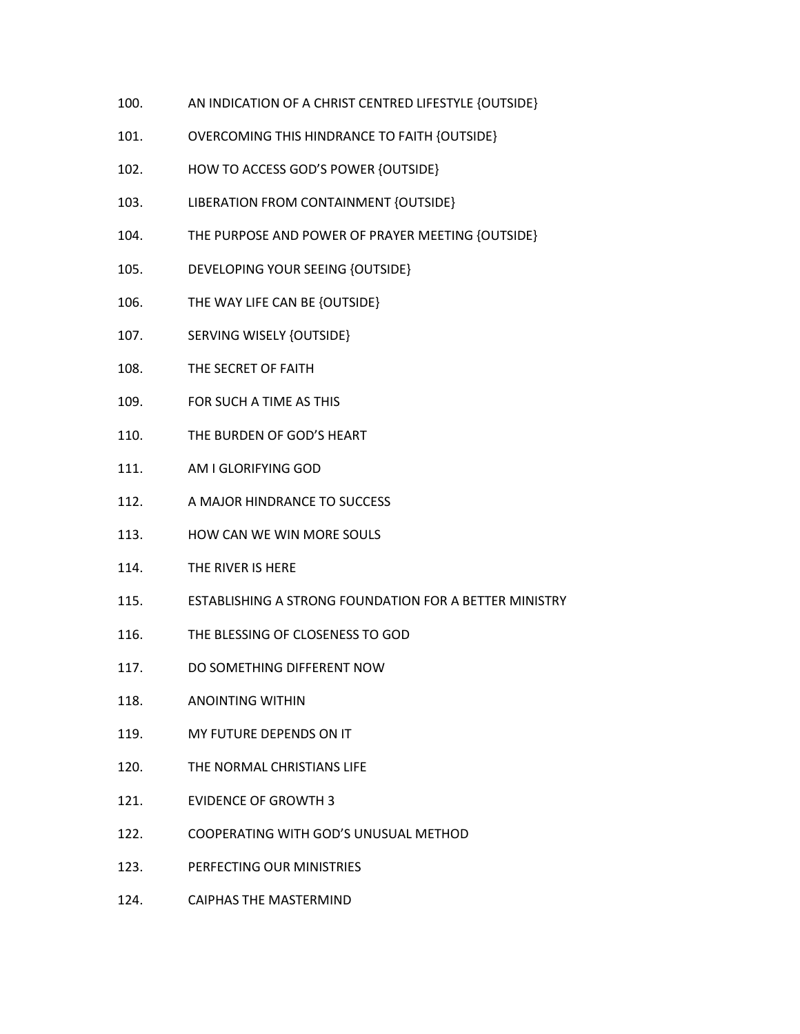100. AN INDICATION OF A CHRIST CENTRED LIFESTYLE {OUTSIDE}

101. OVERCOMING THIS HINDRANCE TO FAITH {OUTSIDE}

102. HOW TO ACCESS GOD'S POWER {OUTSIDE}

103. LIBERATION FROM CONTAINMENT {OUTSIDE}

104. THE PURPOSE AND POWER OF PRAYER MEETING {OUTSIDE}

105. DEVELOPING YOUR SEEING {OUTSIDE}

106. THE WAY LIFE CAN BE {OUTSIDE}

107. SERVING WISELY {OUTSIDE}

108. THE SECRET OF FAITH

109. FOR SUCH A TIME AS THIS

110. THE BURDEN OF GOD'S HEART

111. AM I GLORIFYING GOD

112. A MAJOR HINDRANCE TO SUCCESS

113. HOW CAN WE WIN MORE SOULS

114. THE RIVER IS HERE

115. ESTABLISHING A STRONG FOUNDATION FOR A BETTER MINISTRY

116. THE BLESSING OF CLOSENESS TO GOD

117. DO SOMETHING DIFFERENT NOW

118. ANOINTING WITHIN

119. MY FUTURE DEPENDS ON IT

120. THE NORMAL CHRISTIANS LIFE

121. EVIDENCE OF GROWTH 3

122. COOPERATING WITH GOD'S UNUSUAL METHOD

123. PERFECTING OUR MINISTRIES

124. CAIPHAS THE MASTERMIND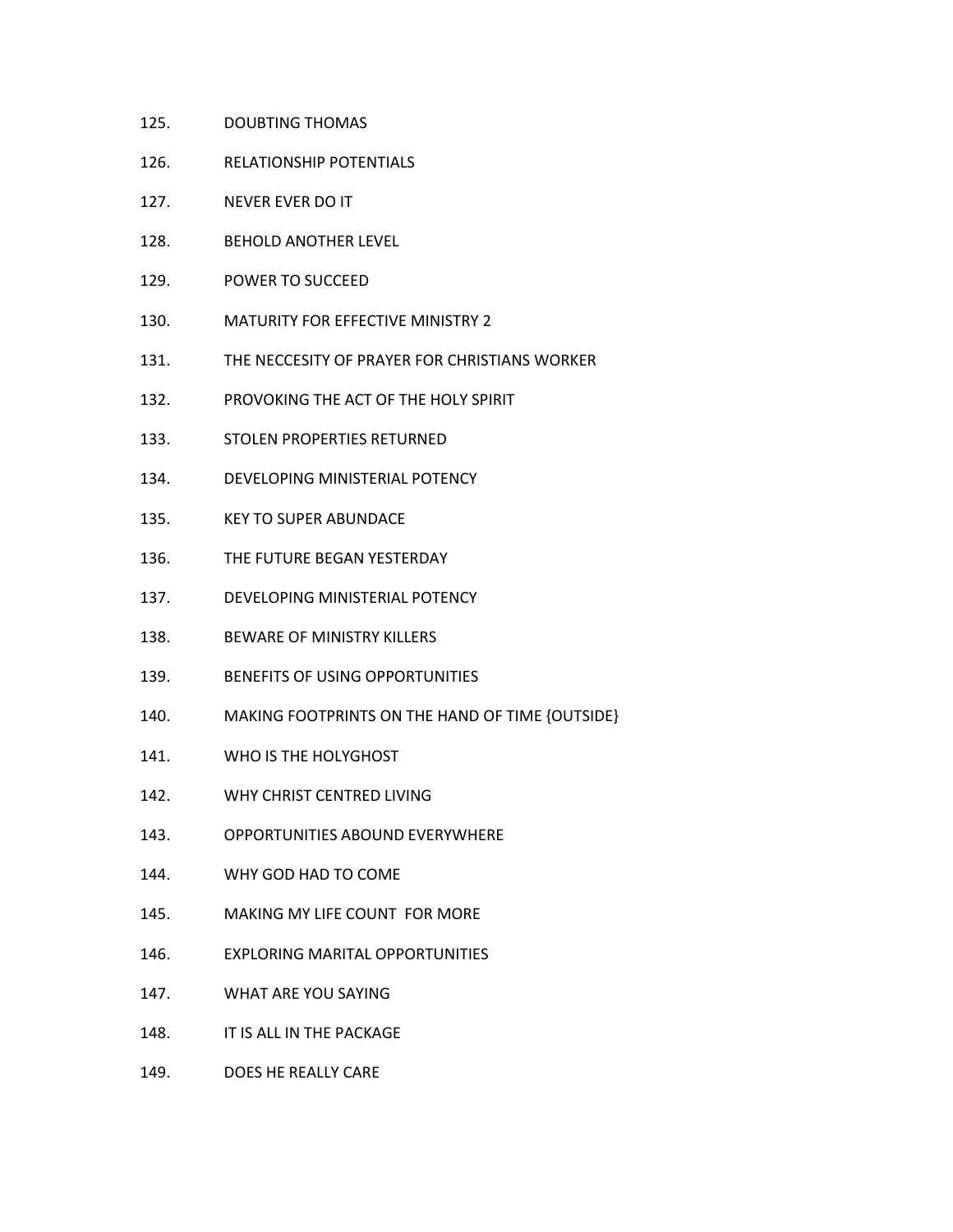125. DOUBTING THOMAS
126. RELATIONSHIP POTENTIALS
127. NEVER EVER DO IT
128. BEHOLD ANOTHER LEVEL
129. POWER TO SUCCEED
130. MATURITY FOR EFFECTIVE MINISTRY 2
131. THE NECCESITY OF PRAYER FOR CHRISTIANS WORKER
132. PROVOKING THE ACT OF THE HOLY SPIRIT
133. STOLEN PROPERTIES RETURNED
134. DEVELOPING MINISTERIAL POTENCY
135. KEY TO SUPER ABUNDACE
136. THE FUTURE BEGAN YESTERDAY
137. DEVELOPING MINISTERIAL POTENCY
138. BEWARE OF MINISTRY KILLERS
139. BENEFITS OF USING OPPORTUNITIES
140. MAKING FOOTPRINTS ON THE HAND OF TIME {OUTSIDE}
141. WHO IS THE HOLYGHOST
142. WHY CHRIST CENTRED LIVING
143. OPPORTUNITIES ABOUND EVERYWHERE
144. WHY GOD HAD TO COME
145. MAKING MY LIFE COUNT FOR MORE
146. EXPLORING MARITAL OPPORTUNITIES
147. WHAT ARE YOU SAYING
148. IT IS ALL IN THE PACKAGE
149. DOES HE REALLY CARE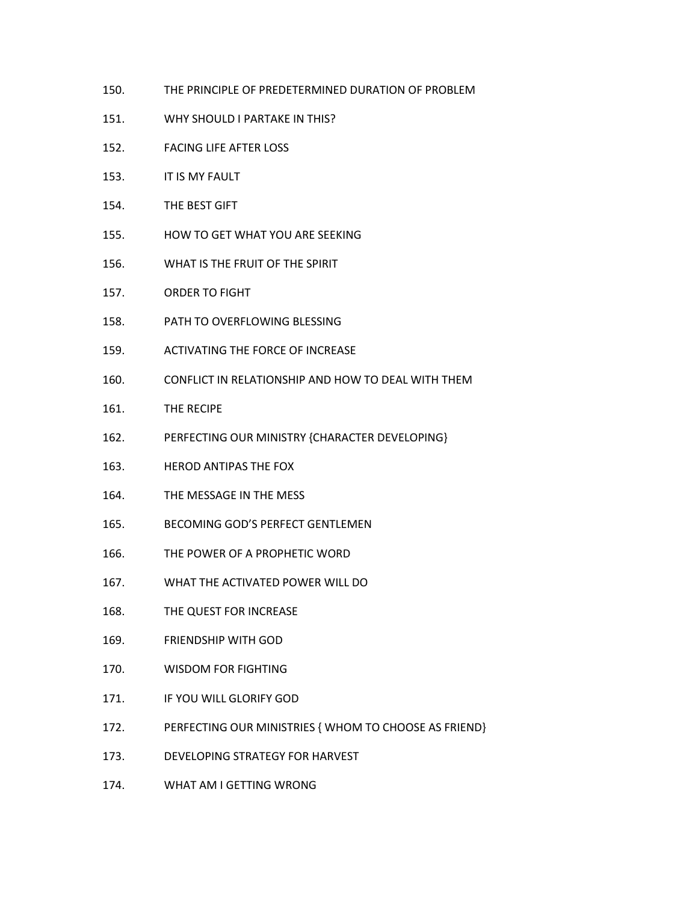150. THE PRINCIPLE OF PREDETERMINED DURATION OF PROBLEM

151. WHY SHOULD I PARTAKE IN THIS?

152. FACING LIFE AFTER LOSS

153. IT IS MY FAULT

154. THE BEST GIFT

155. HOW TO GET WHAT YOU ARE SEEKING

156. WHAT IS THE FRUIT OF THE SPIRIT

157. ORDER TO FIGHT

158. PATH TO OVERFLOWING BLESSING

159. ACTIVATING THE FORCE OF INCREASE

160. CONFLICT IN RELATIONSHIP AND HOW TO DEAL WITH THEM

161. THE RECIPE

162. PERFECTING OUR MINISTRY {CHARACTER DEVELOPING}

163. HEROD ANTIPAS THE FOX

164. THE MESSAGE IN THE MESS

165. BECOMING GOD'S PERFECT GENTLEMEN

166. THE POWER OF A PROPHETIC WORD

167. WHAT THE ACTIVATED POWER WILL DO

168. THE QUEST FOR INCREASE

169. FRIENDSHIP WITH GOD

170. WISDOM FOR FIGHTING

171. IF YOU WILL GLORIFY GOD

172. PERFECTING OUR MINISTRIES { WHOM TO CHOOSE AS FRIEND}

173. DEVELOPING STRATEGY FOR HARVEST

174. WHAT AM I GETTING WRONG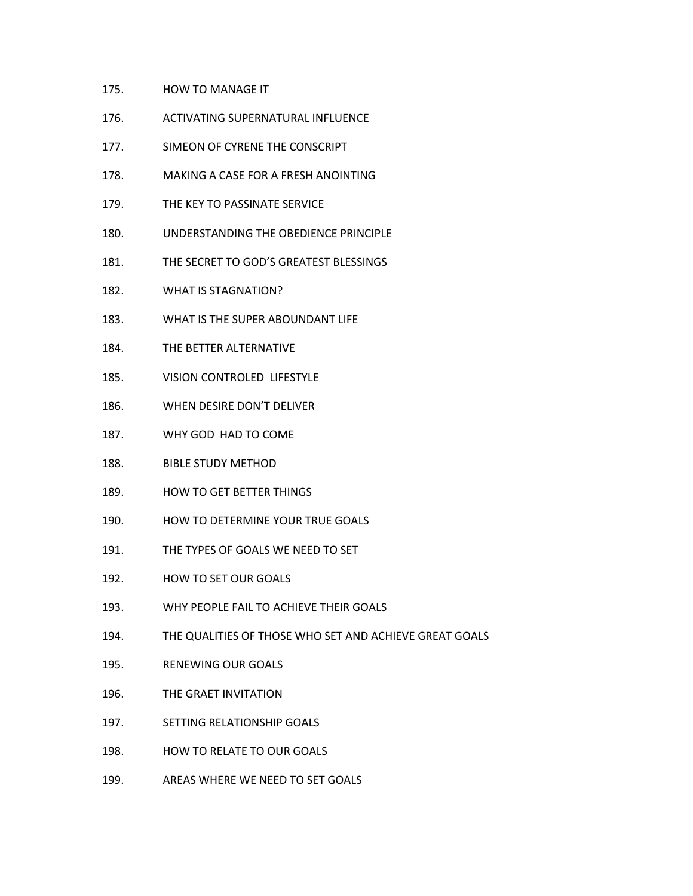175. HOW TO MANAGE IT

176. ACTIVATING SUPERNATURAL INFLUENCE

177. SIMEON OF CYRENE THE CONSCRIPT

178. MAKING A CASE FOR A FRESH ANOINTING

179. THE KEY TO PASSINATE SERVICE

180. UNDERSTANDING THE OBEDIENCE PRINCIPLE

181. THE SECRET TO GOD'S GREATEST BLESSINGS

182. WHAT IS STAGNATION?

183. WHAT IS THE SUPER ABOUNDANT LIFE

184. THE BETTER ALTERNATIVE

185. VISION CONTROLED LIFESTYLE

186. WHEN DESIRE DON'T DELIVER

187. WHY GOD HAD TO COME

188. BIBLE STUDY METHOD

189. HOW TO GET BETTER THINGS

190. HOW TO DETERMINE YOUR TRUE GOALS

191. THE TYPES OF GOALS WE NEED TO SET

192. HOW TO SET OUR GOALS

193. WHY PEOPLE FAIL TO ACHIEVE THEIR GOALS

194. THE QUALITIES OF THOSE WHO SET AND ACHIEVE GREAT GOALS

195. RENEWING OUR GOALS

196. THE GRAET INVITATION

197. SETTING RELATIONSHIP GOALS

198. HOW TO RELATE TO OUR GOALS

199. AREAS WHERE WE NEED TO SET GOALS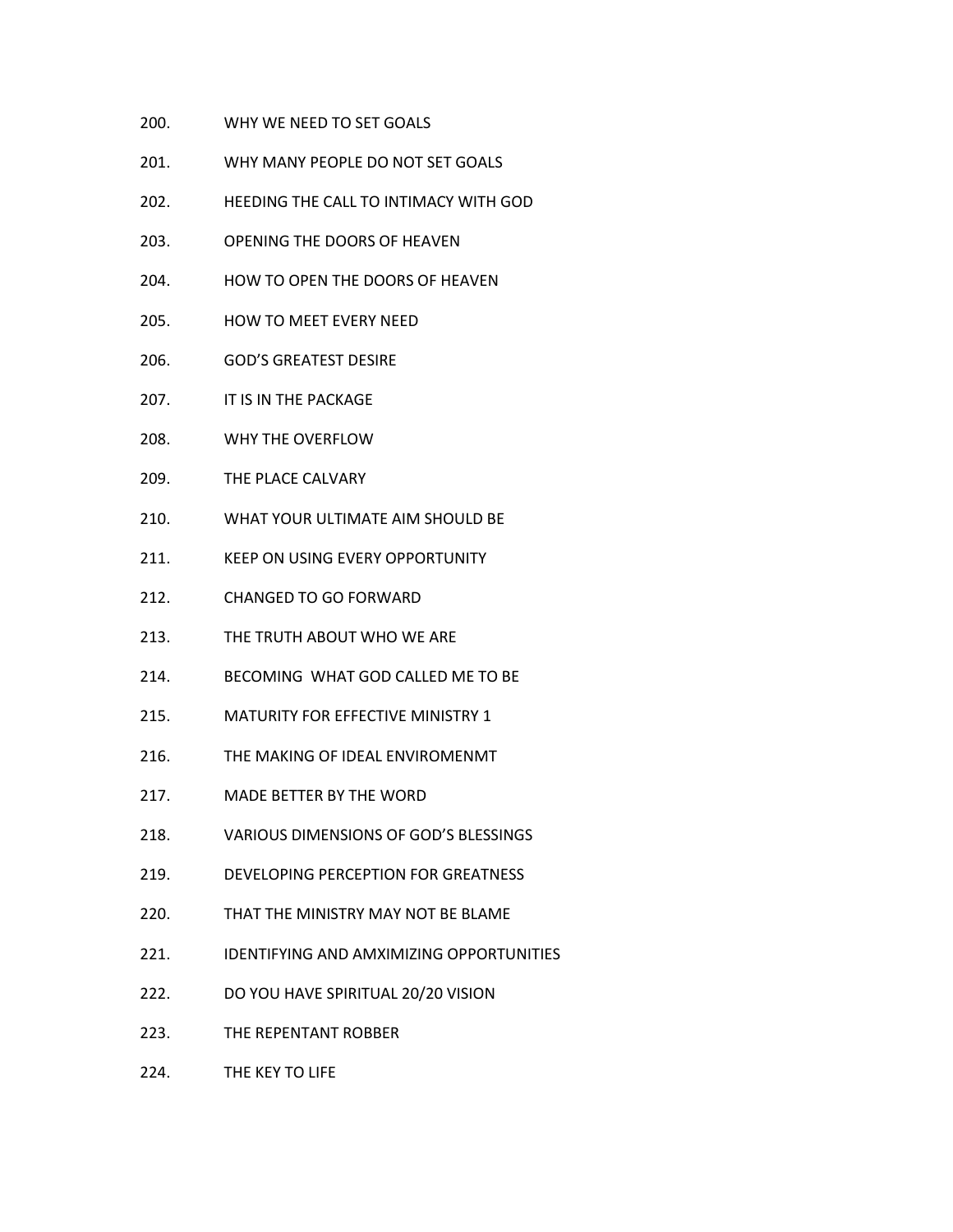200. WHY WE NEED TO SET GOALS
201. WHY MANY PEOPLE DO NOT SET GOALS
202. HEEDING THE CALL TO INTIMACY WITH GOD
203. OPENING THE DOORS OF HEAVEN
204. HOW TO OPEN THE DOORS OF HEAVEN
205. HOW TO MEET EVERY NEED
206. GOD'S GREATEST DESIRE
207. IT IS IN THE PACKAGE
208. WHY THE OVERFLOW
209. THE PLACE CALVARY
210. WHAT YOUR ULTIMATE AIM SHOULD BE
211. KEEP ON USING EVERY OPPORTUNITY
212. CHANGED TO GO FORWARD
213. THE TRUTH ABOUT WHO WE ARE
214. BECOMING WHAT GOD CALLED ME TO BE
215. MATURITY FOR EFFECTIVE MINISTRY 1
216. THE MAKING OF IDEAL ENVIROMENMT
217. MADE BETTER BY THE WORD
218. VARIOUS DIMENSIONS OF GOD'S BLESSINGS
219. DEVELOPING PERCEPTION FOR GREATNESS
220. THAT THE MINISTRY MAY NOT BE BLAME
221. IDENTIFYING AND AMXIMIZING OPPORTUNITIES
222. DO YOU HAVE SPIRITUAL 20/20 VISION
223. THE REPENTANT ROBBER
224. THE KEY TO LIFE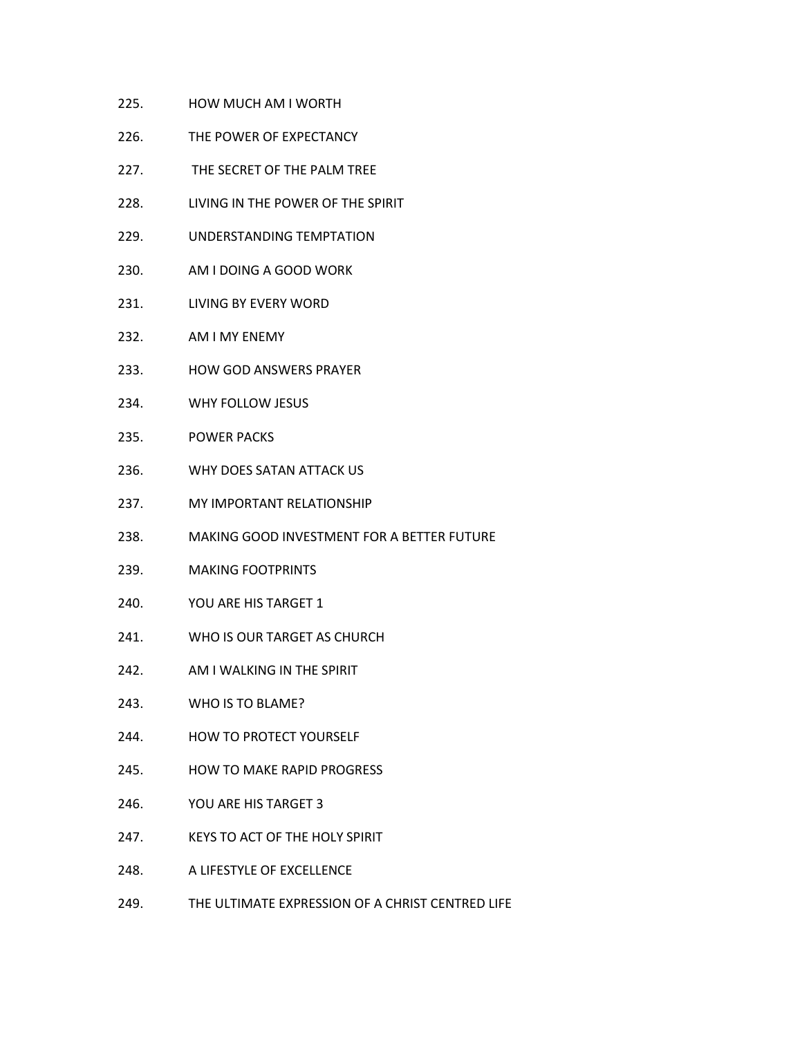225. HOW MUCH AM I WORTH
226. THE POWER OF EXPECTANCY
227. THE SECRET OF THE PALM TREE
228. LIVING IN THE POWER OF THE SPIRIT
229. UNDERSTANDING TEMPTATION
230. AM I DOING A GOOD WORK
231. LIVING BY EVERY WORD
232. AM I MY ENEMY
233. HOW GOD ANSWERS PRAYER
234. WHY FOLLOW JESUS
235. POWER PACKS
236. WHY DOES SATAN ATTACK US
237. MY IMPORTANT RELATIONSHIP
238. MAKING GOOD INVESTMENT FOR A BETTER FUTURE
239. MAKING FOOTPRINTS
240. YOU ARE HIS TARGET 1
241. WHO IS OUR TARGET AS CHURCH
242. AM I WALKING IN THE SPIRIT
243. WHO IS TO BLAME?
244. HOW TO PROTECT YOURSELF
245. HOW TO MAKE RAPID PROGRESS
246. YOU ARE HIS TARGET 3
247. KEYS TO ACT OF THE HOLY SPIRIT
248. A LIFESTYLE OF EXCELLENCE
249. THE ULTIMATE EXPRESSION OF A CHRIST CENTRED LIFE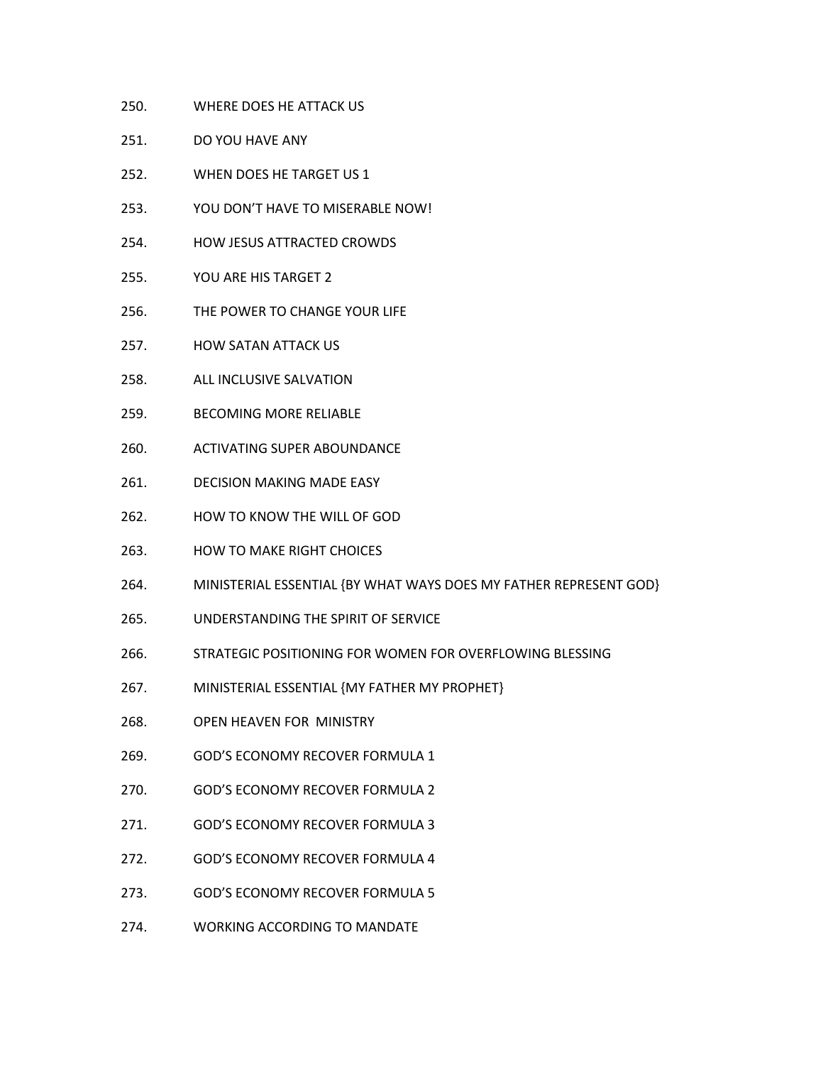250. WHERE DOES HE ATTACK US

251. DO YOU HAVE ANY

252. WHEN DOES HE TARGET US 1

253. YOU DON'T HAVE TO MISERABLE NOW!

254. HOW JESUS ATTRACTED CROWDS

255. YOU ARE HIS TARGET 2

256. THE POWER TO CHANGE YOUR LIFE

257. HOW SATAN ATTACK US

258. ALL INCLUSIVE SALVATION

259. BECOMING MORE RELIABLE

260. ACTIVATING SUPER ABOUNDANCE

261. DECISION MAKING MADE EASY

262. HOW TO KNOW THE WILL OF GOD

263. HOW TO MAKE RIGHT CHOICES

264. MINISTERIAL ESSENTIAL {BY WHAT WAYS DOES MY FATHER REPRESENT GOD}

265. UNDERSTANDING THE SPIRIT OF SERVICE

266. STRATEGIC POSITIONING FOR WOMEN FOR OVERFLOWING BLESSING

267. MINISTERIAL ESSENTIAL {MY FATHER MY PROPHET}

268. OPEN HEAVEN FOR MINISTRY

269. GOD'S ECONOMY RECOVER FORMULA 1

270. GOD'S ECONOMY RECOVER FORMULA 2

271. GOD'S ECONOMY RECOVER FORMULA 3

272. GOD'S ECONOMY RECOVER FORMULA 4

273. GOD'S ECONOMY RECOVER FORMULA 5

274. WORKING ACCORDING TO MANDATE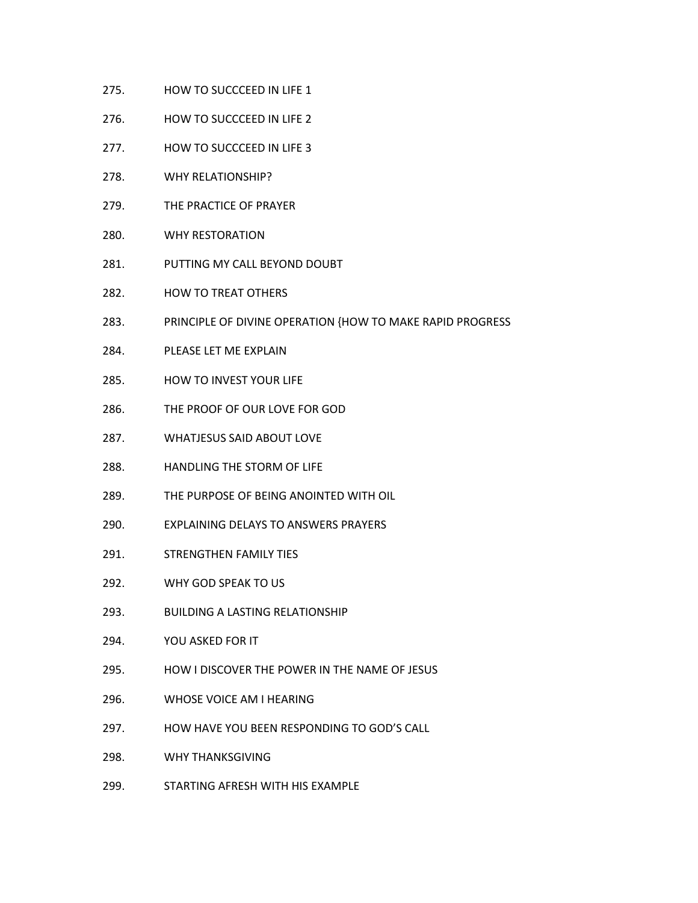275. HOW TO SUCCCEED IN LIFE 1

276. HOW TO SUCCCEED IN LIFE 2

277. HOW TO SUCCCEED IN LIFE 3

278. WHY RELATIONSHIP?

279. THE PRACTICE OF PRAYER

280. WHY RESTORATION

281. PUTTING MY CALL BEYOND DOUBT

282. HOW TO TREAT OTHERS

283. PRINCIPLE OF DIVINE OPERATION {HOW TO MAKE RAPID PROGRESS

284. PLEASE LET ME EXPLAIN

285. HOW TO INVEST YOUR LIFE

286. THE PROOF OF OUR LOVE FOR GOD

287. WHATJESUS SAID ABOUT LOVE

288. HANDLING THE STORM OF LIFE

289. THE PURPOSE OF BEING ANOINTED WITH OIL

290. EXPLAINING DELAYS TO ANSWERS PRAYERS

291. STRENGTHEN FAMILY TIES

292. WHY GOD SPEAK TO US

293. BUILDING A LASTING RELATIONSHIP

294. YOU ASKED FOR IT

295. HOW I DISCOVER THE POWER IN THE NAME OF JESUS

296. WHOSE VOICE AM I HEARING

297. HOW HAVE YOU BEEN RESPONDING TO GOD'S CALL

298. WHY THANKSGIVING

299. STARTING AFRESH WITH HIS EXAMPLE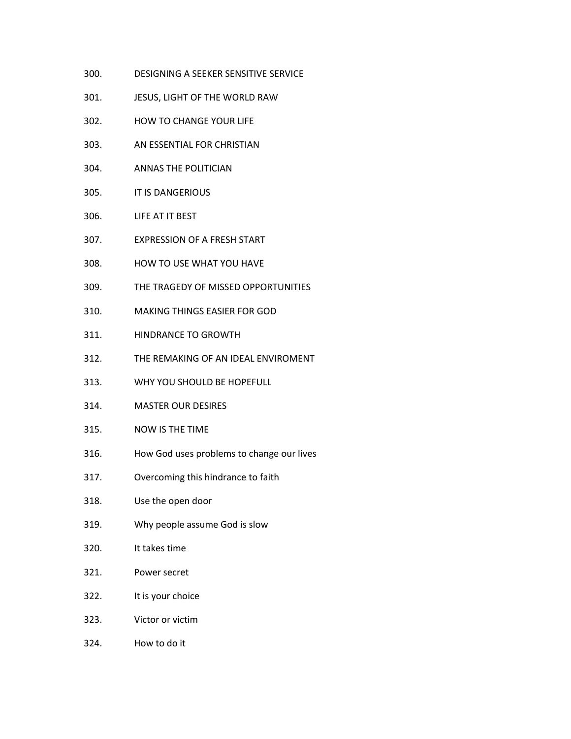300. DESIGNING A SEEKER SENSITIVE SERVICE

301. JESUS, LIGHT OF THE WORLD RAW

302. HOW TO CHANGE YOUR LIFE

303. AN ESSENTIAL FOR CHRISTIAN

304. ANNAS THE POLITICIAN

305. IT IS DANGERIOUS

306. LIFE AT IT BEST

307. EXPRESSION OF A FRESH START

308. HOW TO USE WHAT YOU HAVE

309. THE TRAGEDY OF MISSED OPPORTUNITIES

310. MAKING THINGS EASIER FOR GOD

311. HINDRANCE TO GROWTH

312. THE REMAKING OF AN IDEAL ENVIROMENT

313. WHY YOU SHOULD BE HOPEFULL

314. MASTER OUR DESIRES

315. NOW IS THE TIME

316. How God uses problems to change our lives

317. Overcoming this hindrance to faith

318. Use the open door

319. Why people assume God is slow

320. It takes time

321. Power secret

322. It is your choice

323. Victor or victim

324. How to do it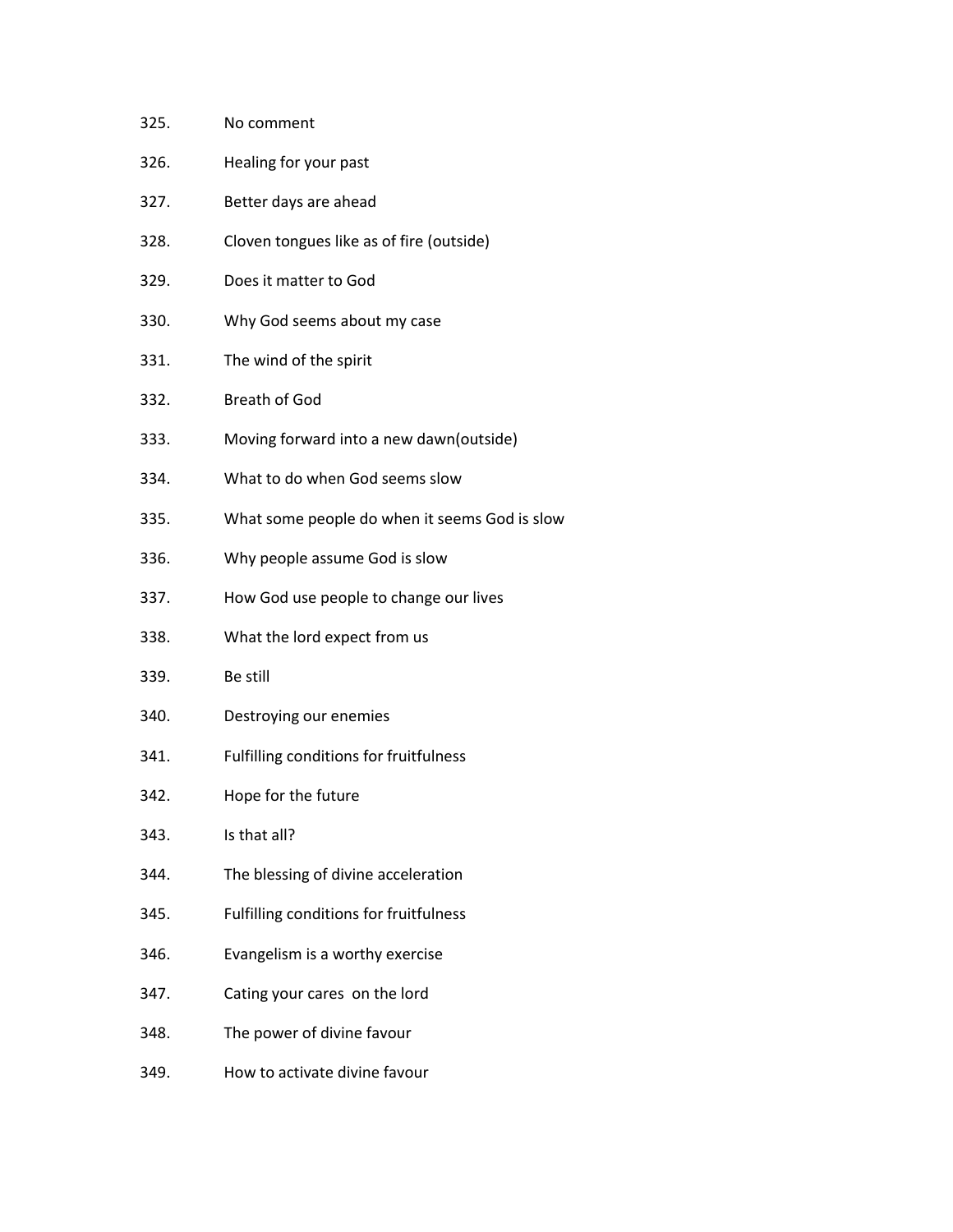325. No comment
326. Healing for your past
327. Better days are ahead
328. Cloven tongues like as of fire (outside)
329. Does it matter to God
330. Why God seems about my case
331. The wind of the spirit
332. Breath of God
333. Moving forward into a new dawn(outside)
334. What to do when God seems slow
335. What some people do when it seems God is slow
336. Why people assume God is slow
337. How God use people to change our lives
338. What the lord expect from us
339. Be still
340. Destroying our enemies
341. Fulfilling conditions for fruitfulness
342. Hope for the future
343. Is that all?
344. The blessing of divine acceleration
345. Fulfilling conditions for fruitfulness
346. Evangelism is a worthy exercise
347. Cating your cares on the lord
348. The power of divine favour
349. How to activate divine favour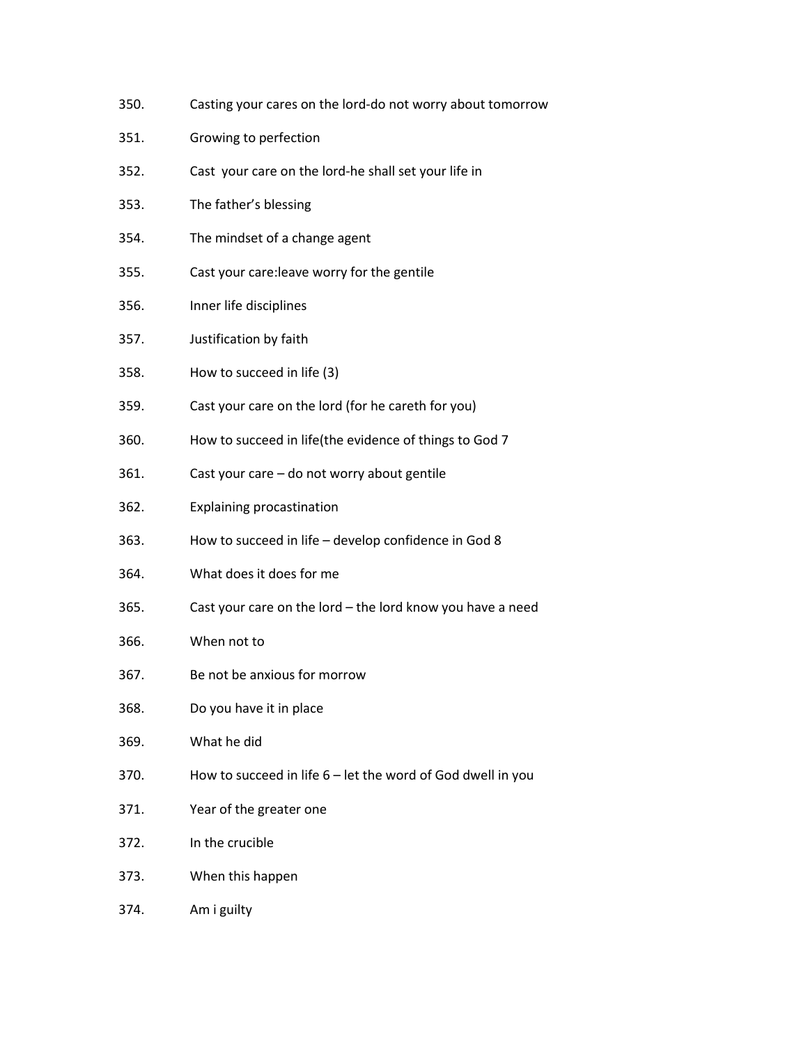350. Casting your cares on the lord-do not worry about tomorrow
351. Growing to perfection
352. Cast  your care on the lord-he shall set your life in
353. The father's blessing
354. The mindset of a change agent
355. Cast your care:leave worry for the gentile
356. Inner life disciplines
357. Justification by faith
358. How to succeed in life (3)
359. Cast your care on the lord (for he careth for you)
360. How to succeed in life(the evidence of things to God 7
361. Cast your care – do not worry about gentile
362. Explaining procastination
363. How to succeed in life – develop confidence in God 8
364. What does it does for me
365. Cast your care on the lord – the lord know you have a need
366. When not to
367. Be not be anxious for morrow
368. Do you have it in place
369. What he did
370. How to succeed in life 6 – let the word of God dwell in you
371. Year of the greater one
372. In the crucible
373. When this happen
374. Am i guilty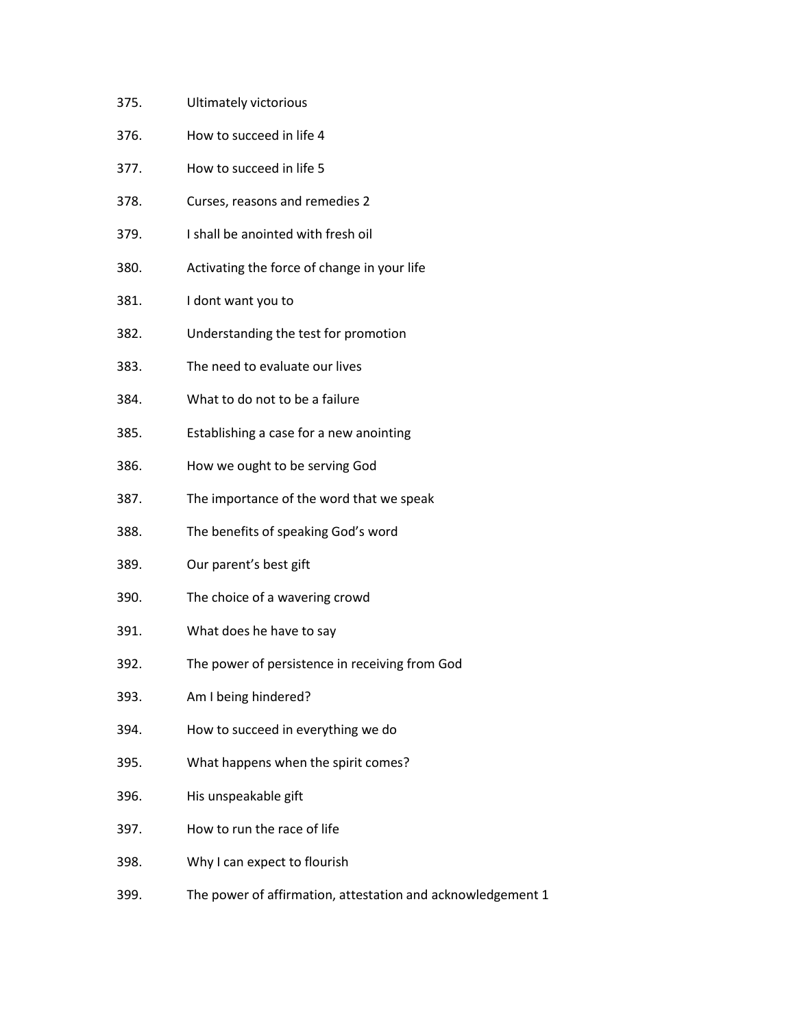375. Ultimately victorious
376. How to succeed in life 4
377. How to succeed in life 5
378. Curses, reasons and remedies 2
379. I shall be anointed with fresh oil
380. Activating the force of change in your life
381. I dont want you to
382. Understanding the test for promotion
383. The need to evaluate our lives
384. What to do not to be a failure
385. Establishing a case for a new anointing
386. How we ought to be serving God
387. The importance of the word that we speak
388. The benefits of speaking God's word
389. Our parent's best gift
390. The choice of a wavering crowd
391. What does he have to say
392. The power of persistence in receiving from God
393. Am I being hindered?
394. How to succeed in everything we do
395. What happens when the spirit comes?
396. His unspeakable gift
397. How to run the race of life
398. Why I can expect to flourish
399. The power of affirmation, attestation and acknowledgement 1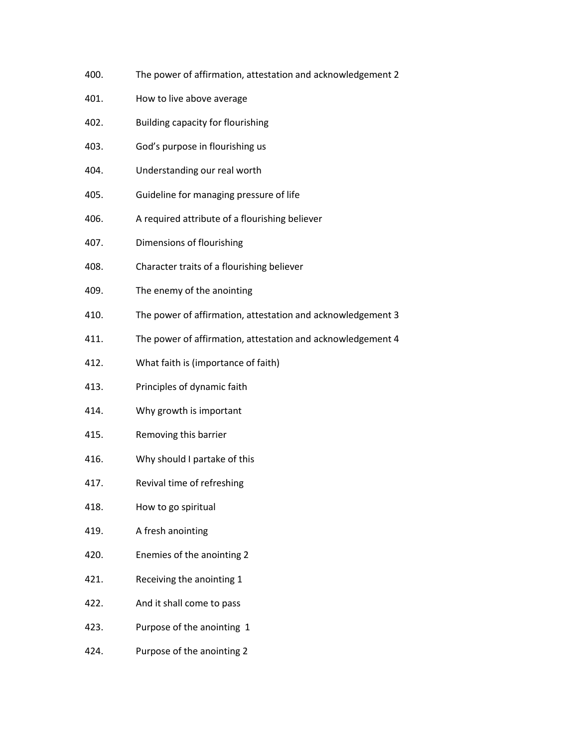400. The power of affirmation, attestation and acknowledgement 2

401. How to live above average

402. Building capacity for flourishing

403. God's purpose in flourishing us

404. Understanding our real worth

405. Guideline for managing pressure of life

406. A required attribute of a flourishing believer

407. Dimensions of flourishing

408. Character traits of a flourishing believer

409. The enemy of the anointing

410. The power of affirmation, attestation and acknowledgement 3

411. The power of affirmation, attestation and acknowledgement 4

412. What faith is (importance of faith)

413. Principles of dynamic faith

414. Why growth is important

415. Removing this barrier

416. Why should I partake of this

417. Revival time of refreshing

418. How to go spiritual

419. A fresh anointing

420. Enemies of the anointing 2

421. Receiving the anointing 1

422. And it shall come to pass

423. Purpose of the anointing 1

424. Purpose of the anointing 2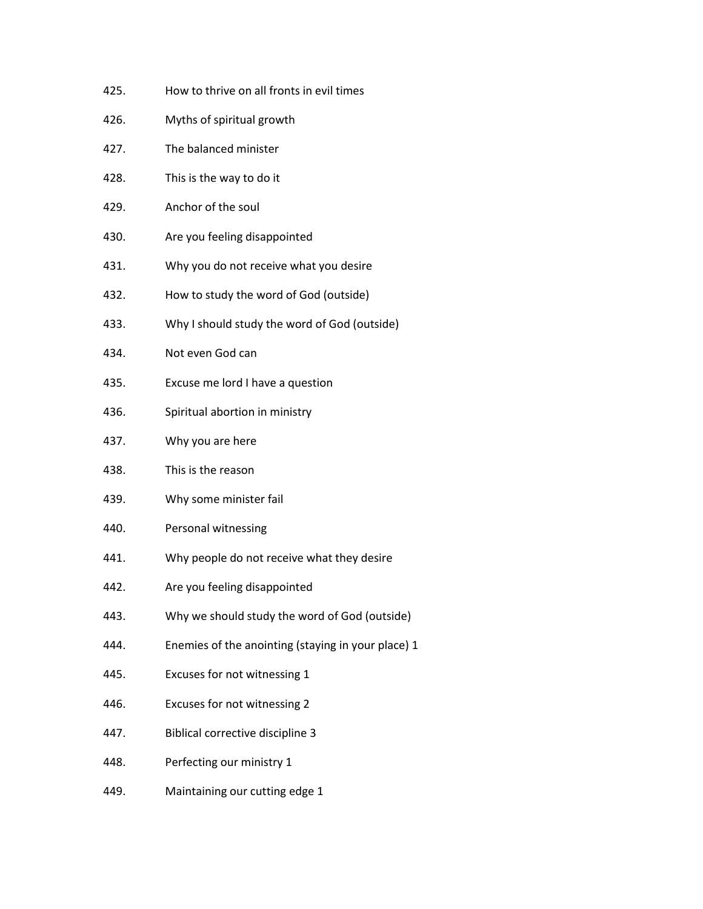425. How to thrive on all fronts in evil times

426. Myths of spiritual growth

427. The balanced minister

428. This is the way to do it

429. Anchor of the soul

430. Are you feeling disappointed

431. Why you do not receive what you desire

432. How to study the word of God (outside)

433. Why I should study the word of God (outside)

434. Not even God can

435. Excuse me lord I have a question

436. Spiritual abortion in ministry

437. Why you are here

438. This is the reason

439. Why some minister fail

440. Personal witnessing

441. Why people do not receive what they desire

442. Are you feeling disappointed

443. Why we should study the word of God (outside)

444. Enemies of the anointing (staying in your place) 1

445. Excuses for not witnessing 1

446. Excuses for not witnessing 2

447. Biblical corrective discipline 3

448. Perfecting our ministry 1

449. Maintaining our cutting edge 1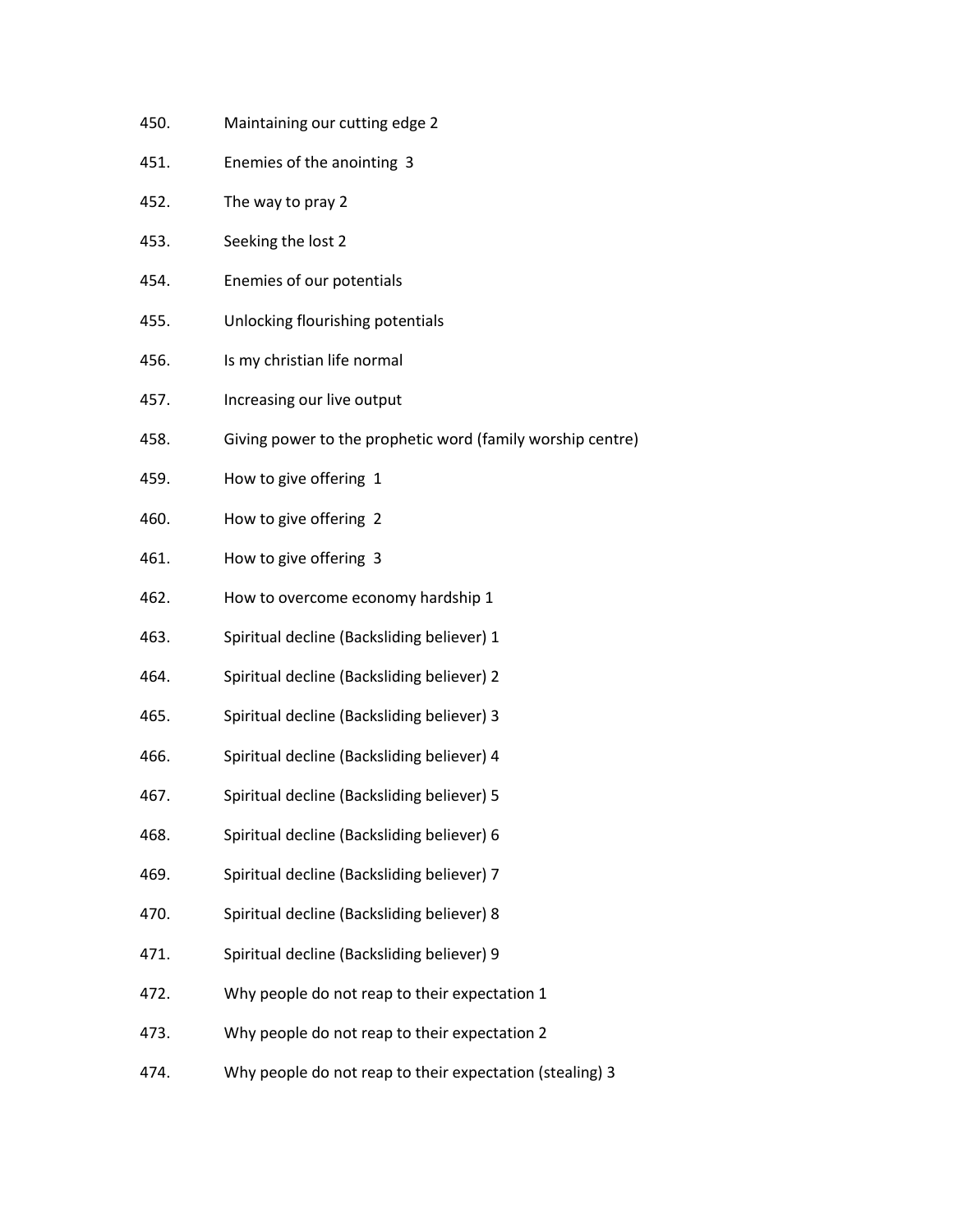450. Maintaining our cutting edge 2
451. Enemies of the anointing 3
452. The way to pray 2
453. Seeking the lost 2
454. Enemies of our potentials
455. Unlocking flourishing potentials
456. Is my christian life normal
457. Increasing our live output
458. Giving power to the prophetic word (family worship centre)
459. How to give offering 1
460. How to give offering 2
461. How to give offering 3
462. How to overcome economy hardship 1
463. Spiritual decline (Backsliding believer) 1
464. Spiritual decline (Backsliding believer) 2
465. Spiritual decline (Backsliding believer) 3
466. Spiritual decline (Backsliding believer) 4
467. Spiritual decline (Backsliding believer) 5
468. Spiritual decline (Backsliding believer) 6
469. Spiritual decline (Backsliding believer) 7
470. Spiritual decline (Backsliding believer) 8
471. Spiritual decline (Backsliding believer) 9
472. Why people do not reap to their expectation 1
473. Why people do not reap to their expectation 2
474. Why people do not reap to their expectation (stealing) 3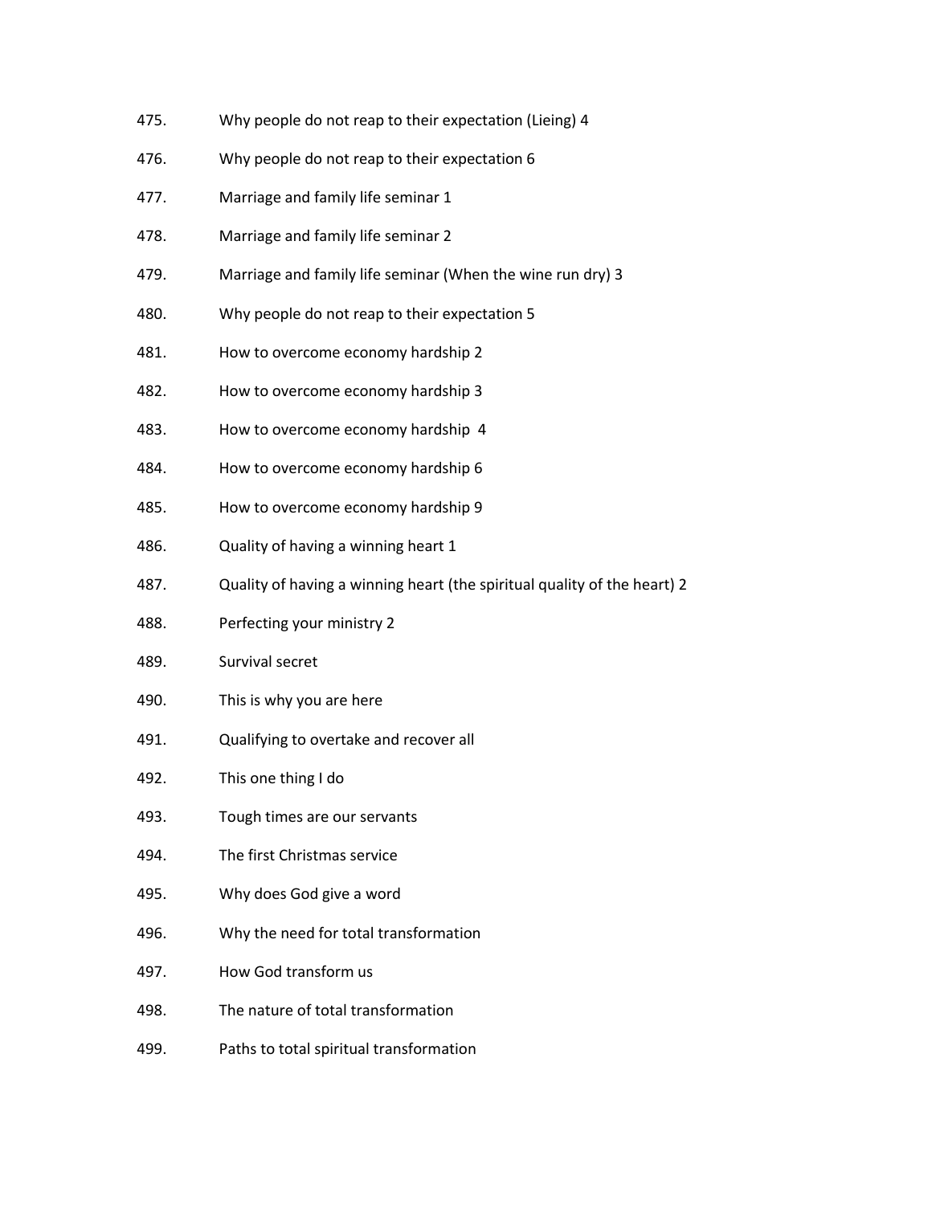475. Why people do not reap to their expectation (Lieing) 4
476. Why people do not reap to their expectation 6
477. Marriage and family life seminar 1
478. Marriage and family life seminar 2
479. Marriage and family life seminar (When the wine run dry) 3
480. Why people do not reap to their expectation 5
481. How to overcome economy hardship 2
482. How to overcome economy hardship 3
483. How to overcome economy hardship 4
484. How to overcome economy hardship 6
485. How to overcome economy hardship 9
486. Quality of having a winning heart 1
487. Quality of having a winning heart (the spiritual quality of the heart) 2
488. Perfecting your ministry 2
489. Survival secret
490. This is why you are here
491. Qualifying to overtake and recover all
492. This one thing I do
493. Tough times are our servants
494. The first Christmas service
495. Why does God give a word
496. Why the need for total transformation
497. How God transform us
498. The nature of total transformation
499. Paths to total spiritual transformation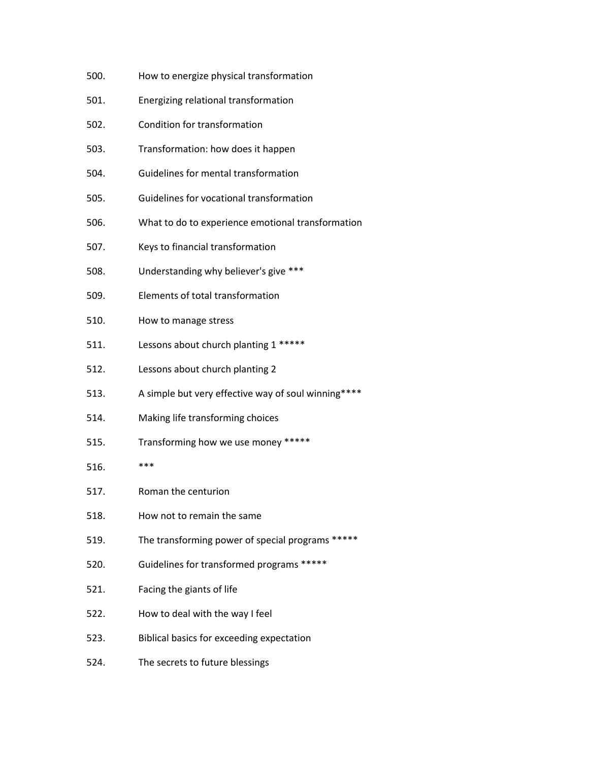500. How to energize physical transformation
501. Energizing relational transformation
502. Condition for transformation
503. Transformation: how does it happen
504. Guidelines for mental transformation
505. Guidelines for vocational transformation
506. What to do to experience emotional transformation
507. Keys to financial transformation
508. Understanding why believer's give ***
509. Elements of total transformation
510. How to manage stress
511. Lessons about church planting 1 *****
512. Lessons about church planting 2
513. A simple but very effective way of soul winning****
514. Making life transforming choices
515. Transforming how we use money *****
516. ***
517. Roman the centurion
518. How not to remain the same
519. The transforming power of special programs *****
520. Guidelines for transformed programs *****
521. Facing the giants of life
522. How to deal with the way I feel
523. Biblical basics for exceeding expectation
524. The secrets to future blessings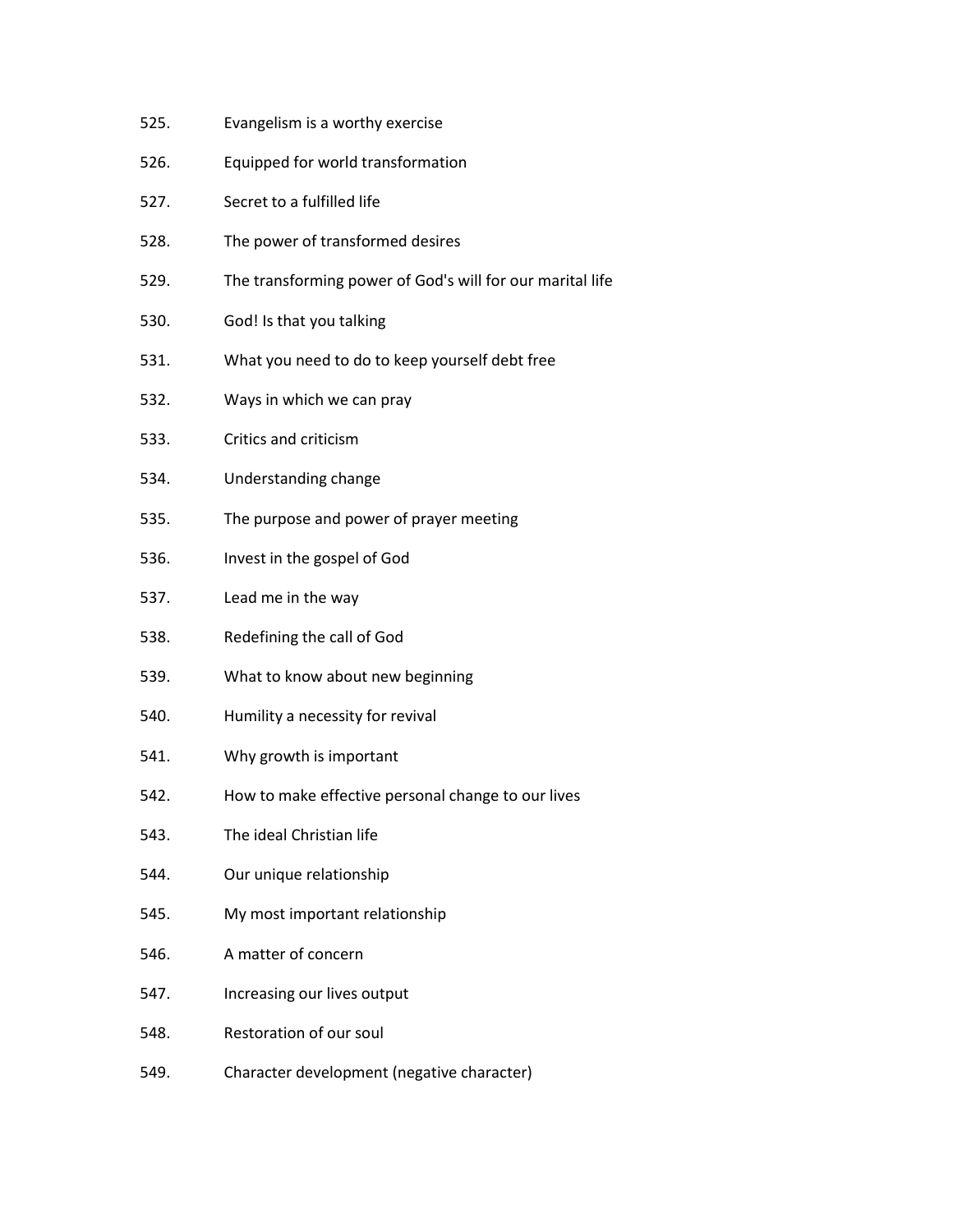525. Evangelism is a worthy exercise
526. Equipped for world transformation
527. Secret to a fulfilled life
528. The power of transformed desires
529. The transforming power of God's will for our marital life
530. God! Is that you talking
531. What you need to do to keep yourself debt free
532. Ways in which we can pray
533. Critics and criticism
534. Understanding change
535. The purpose and power of prayer meeting
536. Invest in the gospel of God
537. Lead me in the way
538. Redefining the call of God
539. What to know about new beginning
540. Humility a necessity for revival
541. Why growth is important
542. How to make effective personal change to our lives
543. The ideal Christian life
544. Our unique relationship
545. My most important relationship
546. A matter of concern
547. Increasing our lives output
548. Restoration of our soul
549. Character development (negative character)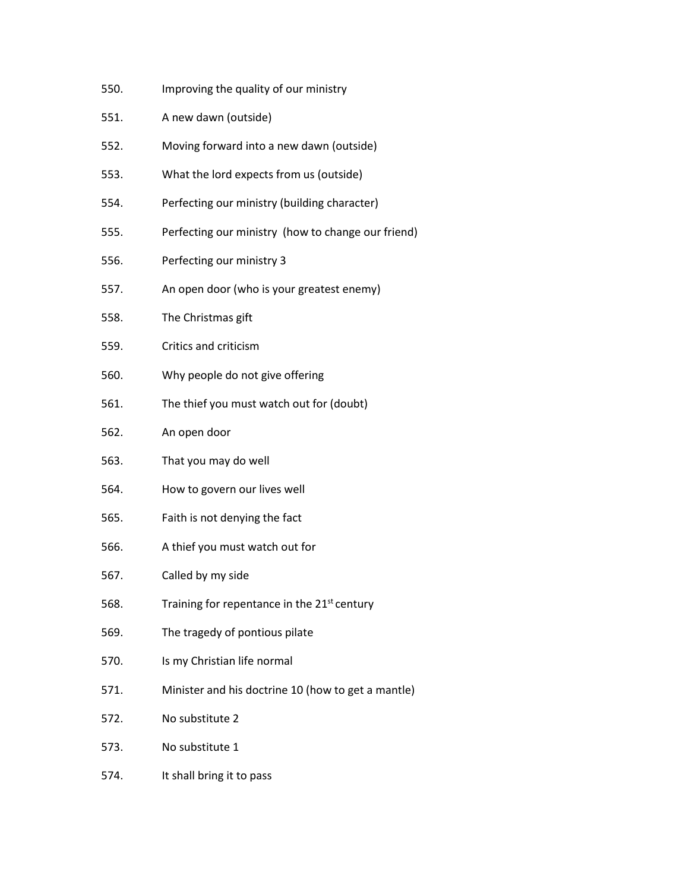550. Improving the quality of our ministry
551. A new dawn (outside)
552. Moving forward into a new dawn (outside)
553. What the lord expects from us (outside)
554. Perfecting our ministry (building character)
555. Perfecting our ministry (how to change our friend)
556. Perfecting our ministry 3
557. An open door (who is your greatest enemy)
558. The Christmas gift
559. Critics and criticism
560. Why people do not give offering
561. The thief you must watch out for (doubt)
562. An open door
563. That you may do well
564. How to govern our lives well
565. Faith is not denying the fact
566. A thief you must watch out for
567. Called by my side
568. Training for repentance in the 21st century
569. The tragedy of pontious pilate
570. Is my Christian life normal
571. Minister and his doctrine 10 (how to get a mantle)
572. No substitute 2
573. No substitute 1
574. It shall bring it to pass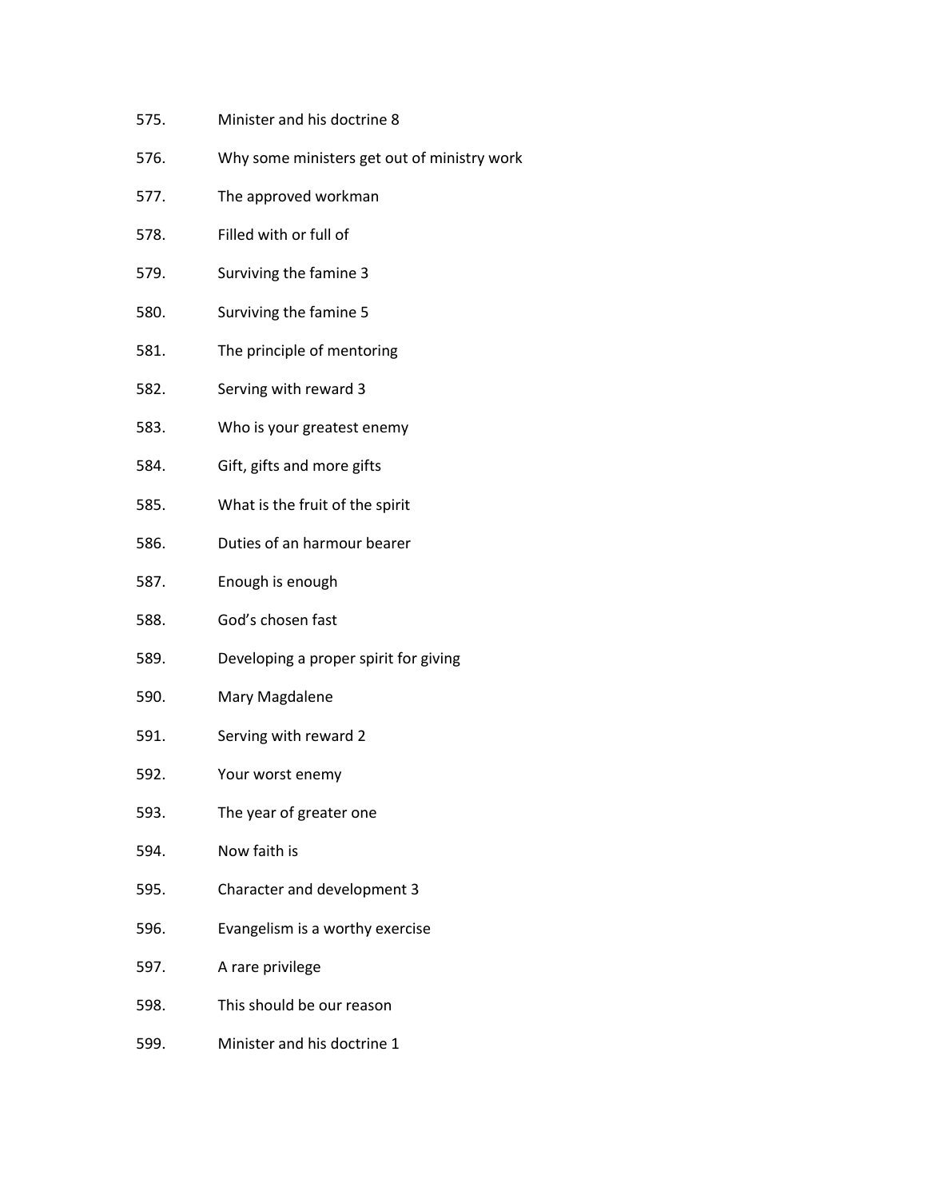575. Minister and his doctrine 8
576. Why some ministers get out of ministry work
577. The approved workman
578. Filled with or full of
579. Surviving the famine 3
580. Surviving the famine 5
581. The principle of mentoring
582. Serving with reward 3
583. Who is your greatest enemy
584. Gift, gifts and more gifts
585. What is the fruit of the spirit
586. Duties of an harmour bearer
587. Enough is enough
588. God's chosen fast
589. Developing a proper spirit for giving
590. Mary Magdalene
591. Serving with reward 2
592. Your worst enemy
593. The year of greater one
594. Now faith is
595. Character and development 3
596. Evangelism is a worthy exercise
597. A rare privilege
598. This should be our reason
599. Minister and his doctrine 1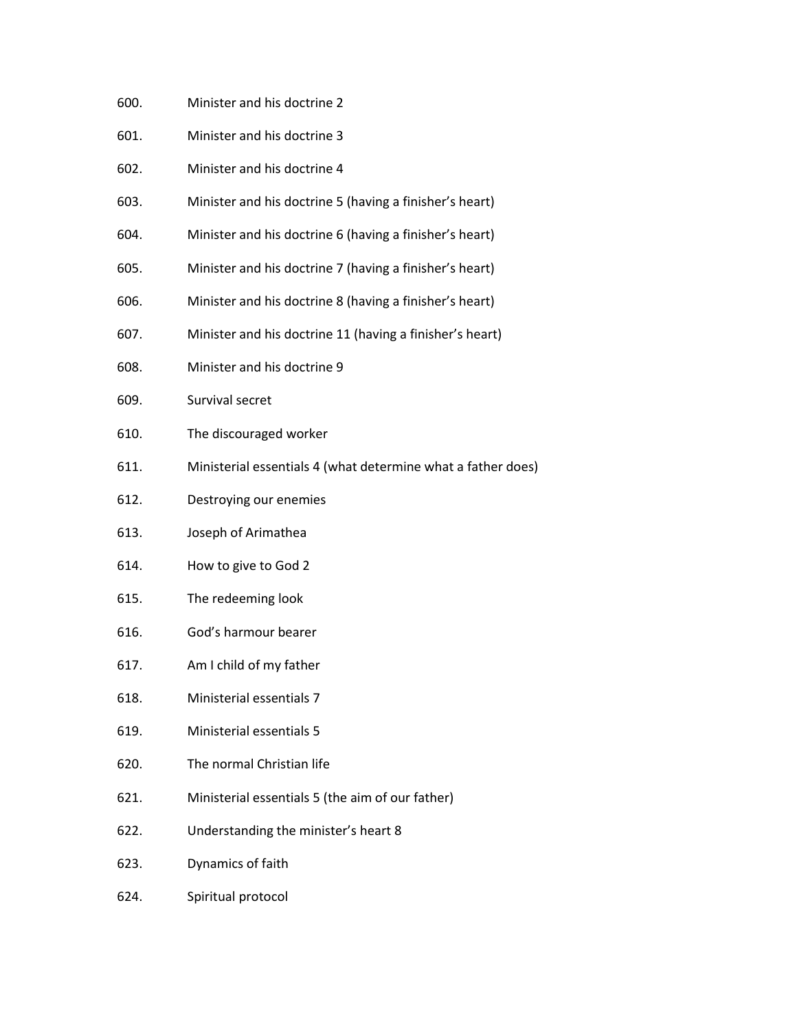600. Minister and his doctrine 2
601. Minister and his doctrine 3
602. Minister and his doctrine 4
603. Minister and his doctrine 5 (having a finisher's heart)
604. Minister and his doctrine 6 (having a finisher's heart)
605. Minister and his doctrine 7 (having a finisher's heart)
606. Minister and his doctrine 8 (having a finisher's heart)
607. Minister and his doctrine 11 (having a finisher's heart)
608. Minister and his doctrine 9
609. Survival secret
610. The discouraged worker
611. Ministerial essentials 4 (what determine what a father does)
612. Destroying our enemies
613. Joseph of Arimathea
614. How to give to God 2
615. The redeeming look
616. God's harmour bearer
617. Am I child of my father
618. Ministerial essentials 7
619. Ministerial essentials 5
620. The normal Christian life
621. Ministerial essentials 5 (the aim of our father)
622. Understanding the minister's heart 8
623. Dynamics of faith
624. Spiritual protocol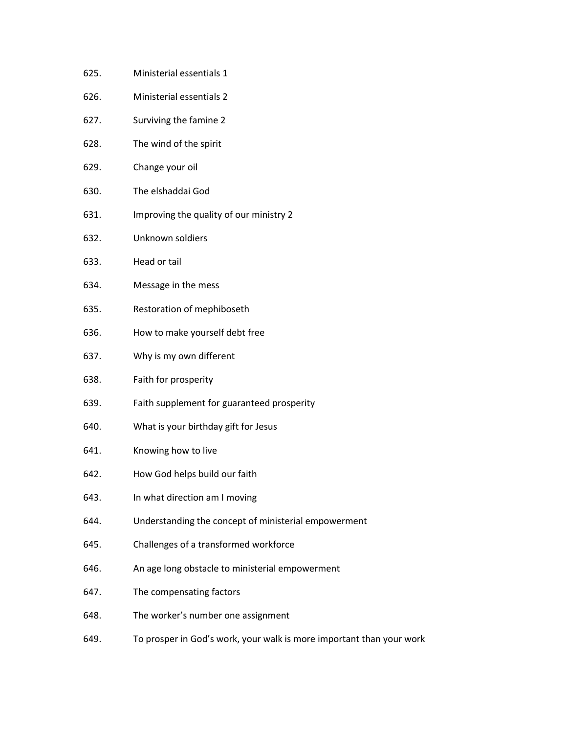625. Ministerial essentials 1
626. Ministerial essentials 2
627. Surviving the famine 2
628. The wind of the spirit
629. Change your oil
630. The elshaddai God
631. Improving the quality of our ministry 2
632. Unknown soldiers
633. Head or tail
634. Message in the mess
635. Restoration of mephiboseth
636. How to make yourself debt free
637. Why is my own different
638. Faith for prosperity
639. Faith supplement for guaranteed prosperity
640. What is your birthday gift for Jesus
641. Knowing how to live
642. How God helps build our faith
643. In what direction am I moving
644. Understanding the concept of ministerial empowerment
645. Challenges of a transformed workforce
646. An age long obstacle to ministerial empowerment
647. The compensating factors
648. The worker's number one assignment
649. To prosper in God's work, your walk is more important than your work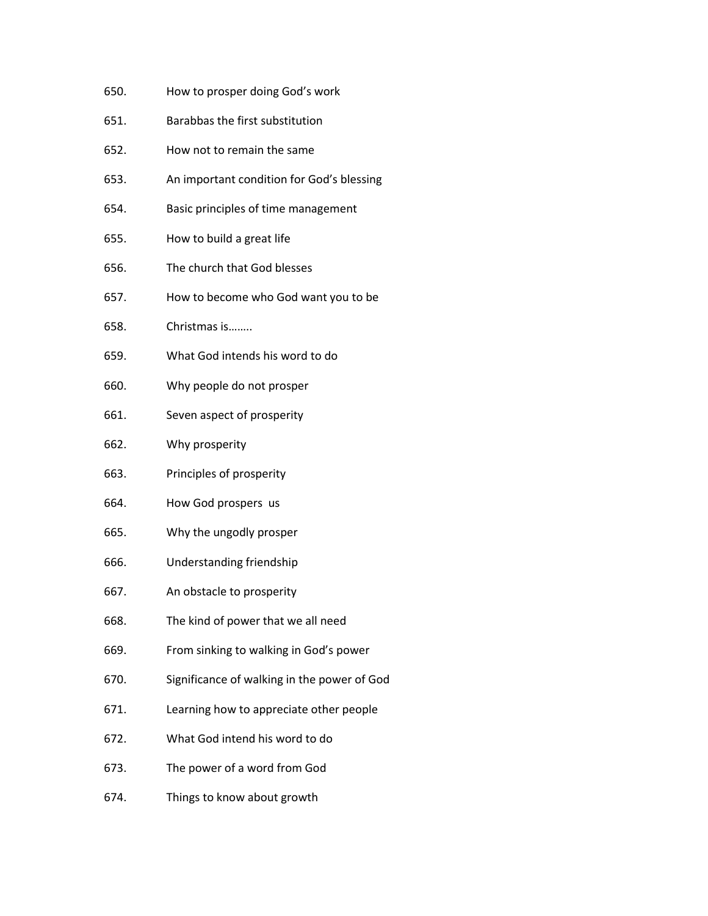650. How to prosper doing God's work
651. Barabbas the first substitution
652. How not to remain the same
653. An important condition for God's blessing
654. Basic principles of time management
655. How to build a great life
656. The church that God blesses
657. How to become who God want you to be
658. Christmas is……..
659. What God intends his word to do
660. Why people do not prosper
661. Seven aspect of prosperity
662. Why prosperity
663. Principles of prosperity
664. How God prospers us
665. Why the ungodly prosper
666. Understanding friendship
667. An obstacle to prosperity
668. The kind of power that we all need
669. From sinking to walking in God's power
670. Significance of walking in the power of God
671. Learning how to appreciate other people
672. What God intend his word to do
673. The power of a word from God
674. Things to know about growth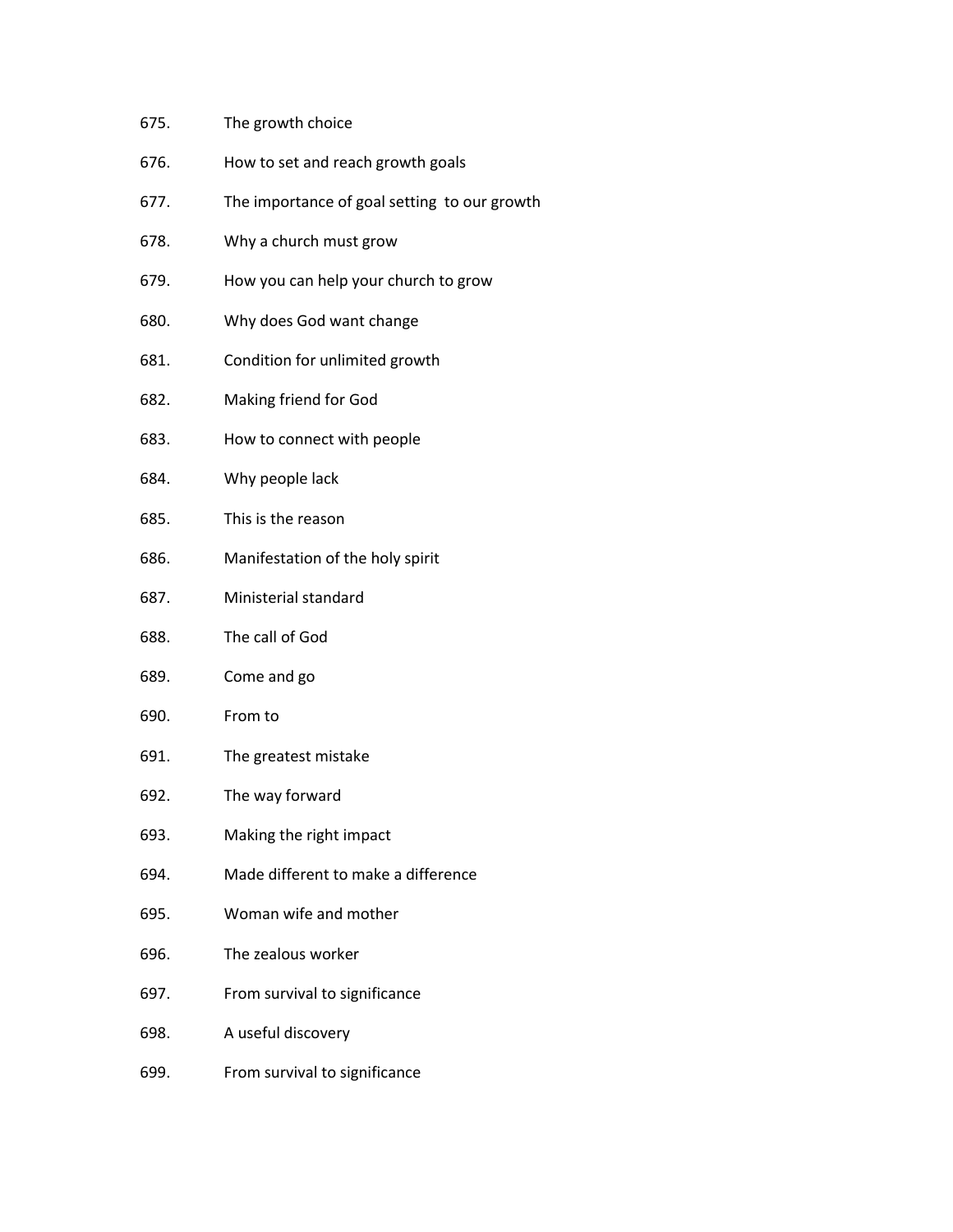675. The growth choice
676. How to set and reach growth goals
677. The importance of goal setting to our growth
678. Why a church must grow
679. How you can help your church to grow
680. Why does God want change
681. Condition for unlimited growth
682. Making friend for God
683. How to connect with people
684. Why people lack
685. This is the reason
686. Manifestation of the holy spirit
687. Ministerial standard
688. The call of God
689. Come and go
690. From to
691. The greatest mistake
692. The way forward
693. Making the right impact
694. Made different to make a difference
695. Woman wife and mother
696. The zealous worker
697. From survival to significance
698. A useful discovery
699. From survival to significance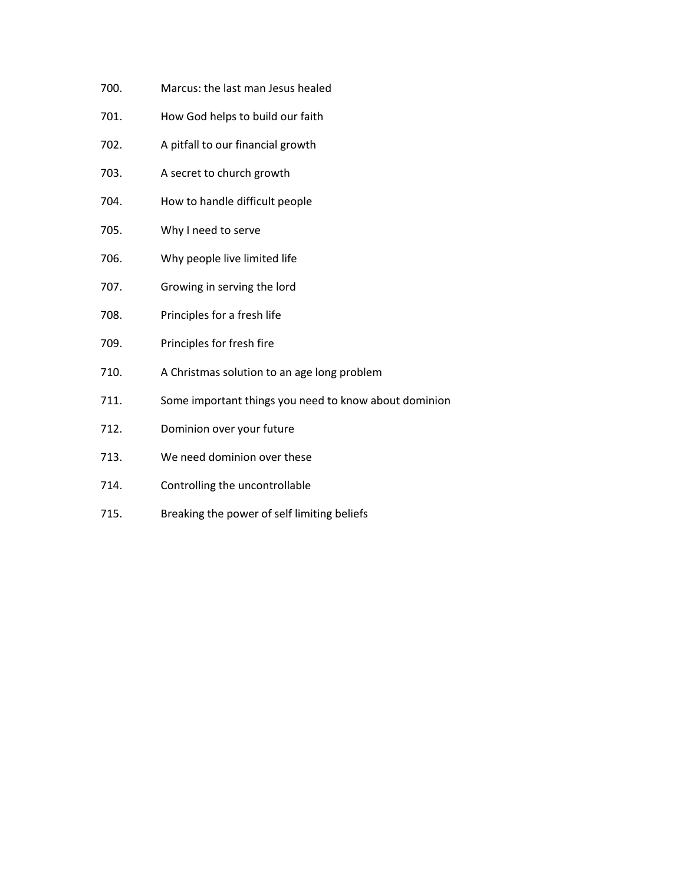700. Marcus: the last man Jesus healed
701. How God helps to build our faith
702. A pitfall to our financial growth
703. A secret to church growth
704. How to handle difficult people
705. Why I need to serve
706. Why people live limited life
707. Growing in serving the lord
708. Principles for a fresh life
709. Principles for fresh fire
710. A Christmas solution to an age long problem
711. Some important things you need to know about dominion
712. Dominion over your future
713. We need dominion over these
714. Controlling the uncontrollable
715. Breaking the power of self limiting beliefs